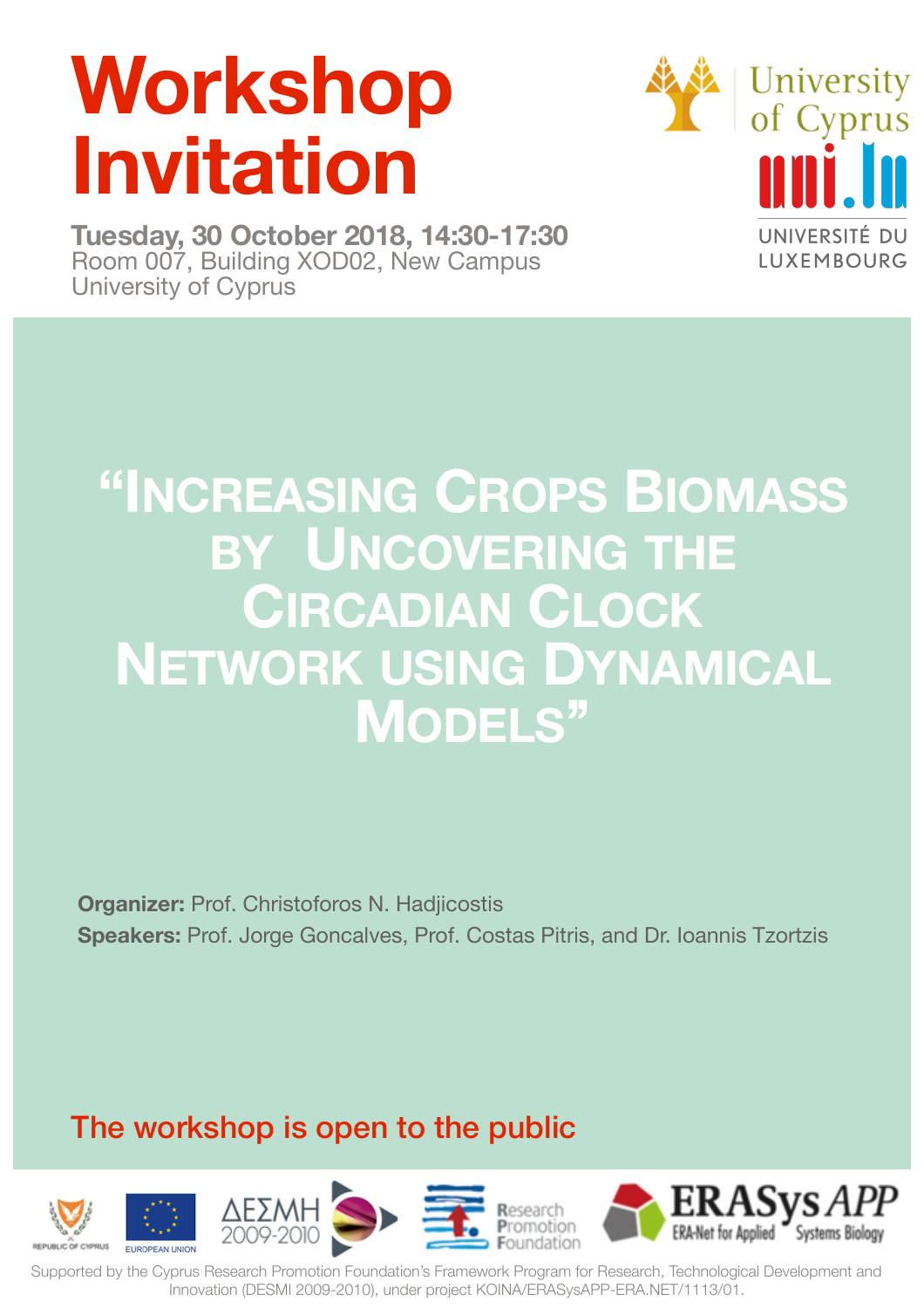# Workshop Invitation

**Tuesday, 30 October 2018, 14:30-17:30**
Room 007, Building XOD02, New Campus
University of Cyprus

University of Cyprus

uni.lu UNIVERSITÉ DU LUXEMBOURG

## "Increasing Crops Biomass by Uncovering the Circadian Clock Network using Dynamical Models"

**Organizer:** Prof. Christoforos N. Hadjicostis

**Speakers:** Prof. Jorge Goncalves, Prof. Costas Pitris, and Dr. Ioannis Tzortzis

The workshop is open to the public

REPUBLIC OF CYPRUS | EUROPEAN UNION | ΔΕΣΜΗ 2009-2010 | Research Promotion Foundation | ERASysAPP ERA-Net for Applied Systems Biology

Supported by the Cyprus Research Promotion Foundation's Framework Program for Research, Technological Development and Innovation (DESMI 2009-2010), under project KOINA/ERASysAPP-ERA.NET/1113/01.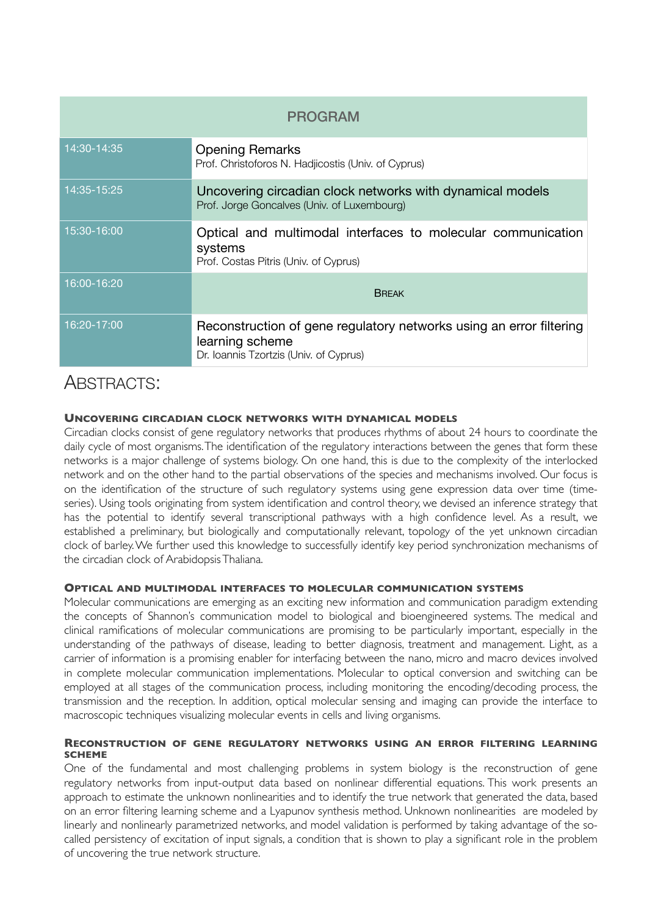| PROGRAM | |
|---|---|
| 14:30-14:35 | Opening Remarks<br>Prof. Christoforos N. Hadjicostis (Univ. of Cyprus) |
| 14:35-15:25 | Uncovering circadian clock networks with dynamical models<br>Prof. Jorge Goncalves (Univ. of Luxembourg) |
| 15:30-16:00 | Optical and multimodal interfaces to molecular communication systems<br>Prof. Costas Pitris (Univ. of Cyprus) |
| 16:00-16:20 | Break |
| 16:20-17:00 | Reconstruction of gene regulatory networks using an error filtering learning scheme<br>Dr. Ioannis Tzortzis (Univ. of Cyprus) |

# Abstracts:

### Uncovering circadian clock networks with dynamical models

Circadian clocks consist of gene regulatory networks that produces rhythms of about 24 hours to coordinate the daily cycle of most organisms. The identification of the regulatory interactions between the genes that form these networks is a major challenge of systems biology. On one hand, this is due to the complexity of the interlocked network and on the other hand to the partial observations of the species and mechanisms involved. Our focus is on the identification of the structure of such regulatory systems using gene expression data over time (time-series). Using tools originating from system identification and control theory, we devised an inference strategy that has the potential to identify several transcriptional pathways with a high confidence level. As a result, we established a preliminary, but biologically and computationally relevant, topology of the yet unknown circadian clock of barley. We further used this knowledge to successfully identify key period synchronization mechanisms of the circadian clock of Arabidopsis Thaliana.

### Optical and multimodal interfaces to molecular communication systems

Molecular communications are emerging as an exciting new information and communication paradigm extending the concepts of Shannon's communication model to biological and bioengineered systems. The medical and clinical ramifications of molecular communications are promising to be particularly important, especially in the understanding of the pathways of disease, leading to better diagnosis, treatment and management. Light, as a carrier of information is a promising enabler for interfacing between the nano, micro and macro devices involved in complete molecular communication implementations. Molecular to optical conversion and switching can be employed at all stages of the communication process, including monitoring the encoding/decoding process, the transmission and the reception. In addition, optical molecular sensing and imaging can provide the interface to macroscopic techniques visualizing molecular events in cells and living organisms.

### Reconstruction of gene regulatory networks using an error filtering learning scheme

One of the fundamental and most challenging problems in system biology is the reconstruction of gene regulatory networks from input-output data based on nonlinear differential equations. This work presents an approach to estimate the unknown nonlinearities and to identify the true network that generated the data, based on an error filtering learning scheme and a Lyapunov synthesis method. Unknown nonlinearities are modeled by linearly and nonlinearly parametrized networks, and model validation is performed by taking advantage of the so-called persistency of excitation of input signals, a condition that is shown to play a significant role in the problem of uncovering the true network structure.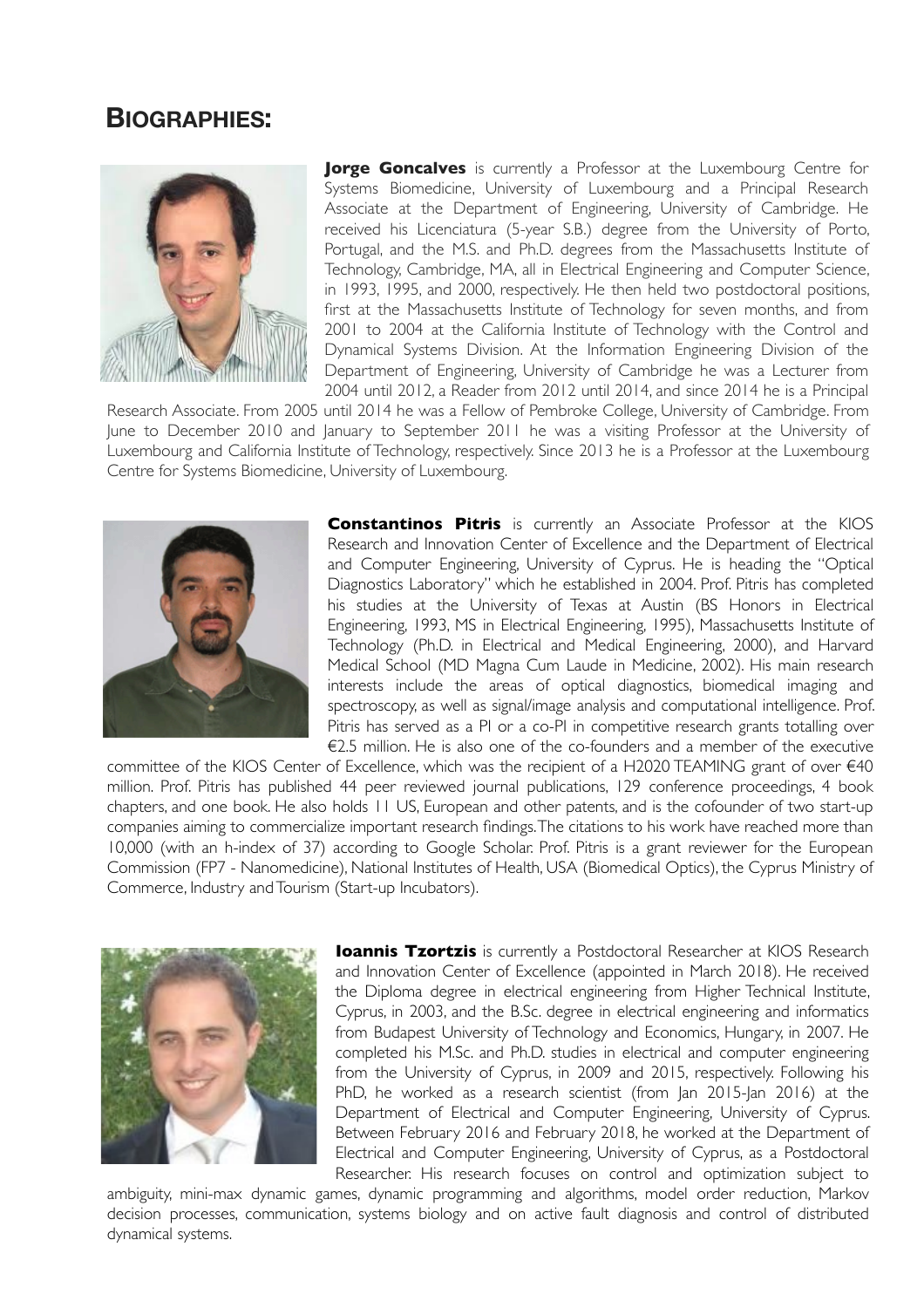# BIOGRAPHIES:

**Jorge Goncalves** is currently a Professor at the Luxembourg Centre for Systems Biomedicine, University of Luxembourg and a Principal Research Associate at the Department of Engineering, University of Cambridge. He received his Licenciatura (5-year S.B.) degree from the University of Porto, Portugal, and the M.S. and Ph.D. degrees from the Massachusetts Institute of Technology, Cambridge, MA, all in Electrical Engineering and Computer Science, in 1993, 1995, and 2000, respectively. He then held two postdoctoral positions, first at the Massachusetts Institute of Technology for seven months, and from 2001 to 2004 at the California Institute of Technology with the Control and Dynamical Systems Division. At the Information Engineering Division of the Department of Engineering, University of Cambridge he was a Lecturer from 2004 until 2012, a Reader from 2012 until 2014, and since 2014 he is a Principal Research Associate. From 2005 until 2014 he was a Fellow of Pembroke College, University of Cambridge. From June to December 2010 and January to September 2011 he was a visiting Professor at the University of Luxembourg and California Institute of Technology, respectively. Since 2013 he is a Professor at the Luxembourg Centre for Systems Biomedicine, University of Luxembourg.

**Constantinos Pitris** is currently an Associate Professor at the KIOS Research and Innovation Center of Excellence and the Department of Electrical and Computer Engineering, University of Cyprus. He is heading the "Optical Diagnostics Laboratory" which he established in 2004. Prof. Pitris has completed his studies at the University of Texas at Austin (BS Honors in Electrical Engineering, 1993, MS in Electrical Engineering, 1995), Massachusetts Institute of Technology (Ph.D. in Electrical and Medical Engineering, 2000), and Harvard Medical School (MD Magna Cum Laude in Medicine, 2002). His main research interests include the areas of optical diagnostics, biomedical imaging and spectroscopy, as well as signal/image analysis and computational intelligence. Prof. Pitris has served as a PI or a co-PI in competitive research grants totalling over €2.5 million. He is also one of the co-founders and a member of the executive committee of the KIOS Center of Excellence, which was the recipient of a H2020 TEAMING grant of over €40 million. Prof. Pitris has published 44 peer reviewed journal publications, 129 conference proceedings, 4 book chapters, and one book. He also holds 11 US, European and other patents, and is the cofounder of two start-up companies aiming to commercialize important research findings. The citations to his work have reached more than 10,000 (with an h-index of 37) according to Google Scholar. Prof. Pitris is a grant reviewer for the European Commission (FP7 - Nanomedicine), National Institutes of Health, USA (Biomedical Optics), the Cyprus Ministry of Commerce, Industry and Tourism (Start-up Incubators).

**Ioannis Tzortzis** is currently a Postdoctoral Researcher at KIOS Research and Innovation Center of Excellence (appointed in March 2018). He received the Diploma degree in electrical engineering from Higher Technical Institute, Cyprus, in 2003, and the B.Sc. degree in electrical engineering and informatics from Budapest University of Technology and Economics, Hungary, in 2007. He completed his M.Sc. and Ph.D. studies in electrical and computer engineering from the University of Cyprus, in 2009 and 2015, respectively. Following his PhD, he worked as a research scientist (from Jan 2015-Jan 2016) at the Department of Electrical and Computer Engineering, University of Cyprus. Between February 2016 and February 2018, he worked at the Department of Electrical and Computer Engineering, University of Cyprus, as a Postdoctoral Researcher. His research focuses on control and optimization subject to ambiguity, mini-max dynamic games, dynamic programming and algorithms, model order reduction, Markov decision processes, communication, systems biology and on active fault diagnosis and control of distributed dynamical systems.